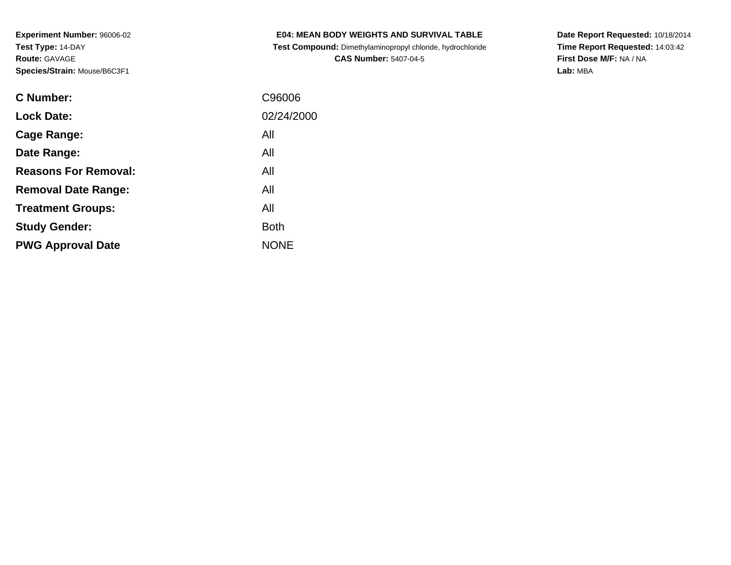**Experiment Number:** 96006-02
**Test Type:** 14-DAY
**Route:** GAVAGE
**Species/Strain:** Mouse/B6C3F1

**E04: MEAN BODY WEIGHTS AND SURVIVAL TABLE**
**Test Compound:** Dimethylaminopropyl chloride, hydrochloride
**CAS Number:** 5407-04-5

**Date Report Requested:** 10/18/2014
**Time Report Requested:** 14:03:42
**First Dose M/F:** NA / NA
**Lab:** MBA

| | |
|---|---|
| **C Number:** | C96006 |
| **Lock Date:** | 02/24/2000 |
| **Cage Range:** | All |
| **Date Range:** | All |
| **Reasons For Removal:** | All |
| **Removal Date Range:** | All |
| **Treatment Groups:** | All |
| **Study Gender:** | Both |
| **PWG Approval Date** | NONE |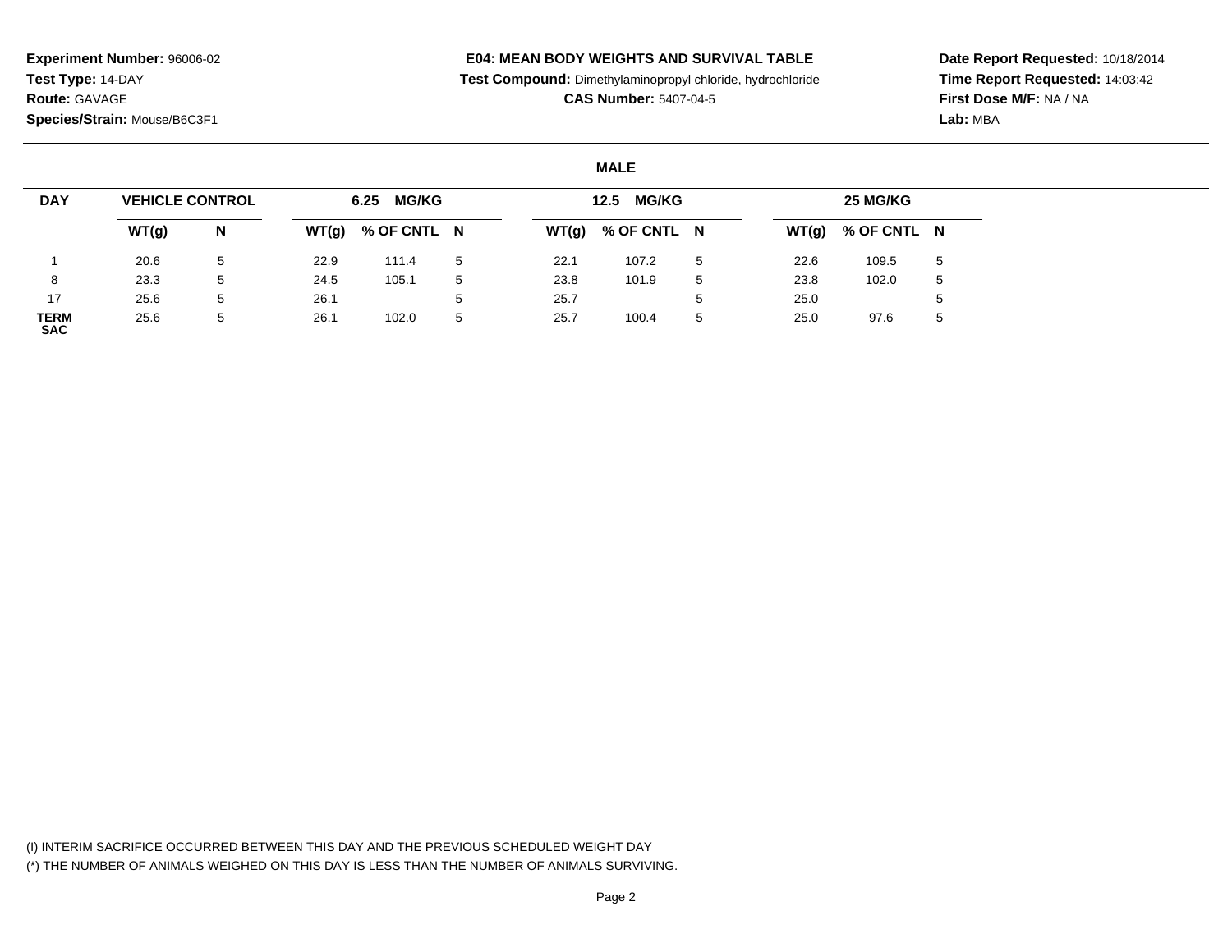**Experiment Number:** 96006-02
**Test Type:** 14-DAY
**Route:** GAVAGE
**Species/Strain:** Mouse/B6C3F1

**E04: MEAN BODY WEIGHTS AND SURVIVAL TABLE**
**Test Compound:** Dimethylaminopropyl chloride, hydrochloride
**CAS Number:** 5407-04-5

**Date Report Requested:** 10/18/2014
**Time Report Requested:** 14:03:42
**First Dose M/F:** NA / NA
**Lab:** MBA

**MALE**

| DAY | VEHICLE CONTROL | | 6.25 MG/KG | | | 12.5 MG/KG | | | 25 MG/KG | | |
|---|---|---|---|---|---|---|---|---|---|---|---|
| | WT(g) | N | WT(g) | % OF CNTL | N | WT(g) | % OF CNTL | N | WT(g) | % OF CNTL | N |
| 1 | 20.6 | 5 | 22.9 | 111.4 | 5 | 22.1 | 107.2 | 5 | 22.6 | 109.5 | 5 |
| 8 | 23.3 | 5 | 24.5 | 105.1 | 5 | 23.8 | 101.9 | 5 | 23.8 | 102.0 | 5 |
| 17 | 25.6 | 5 | 26.1 | | 5 | 25.7 | | 5 | 25.0 | | 5 |
| TERM SAC | 25.6 | 5 | 26.1 | 102.0 | 5 | 25.7 | 100.4 | 5 | 25.0 | 97.6 | 5 |

(I) INTERIM SACRIFICE OCCURRED BETWEEN THIS DAY AND THE PREVIOUS SCHEDULED WEIGHT DAY
(*) THE NUMBER OF ANIMALS WEIGHED ON THIS DAY IS LESS THAN THE NUMBER OF ANIMALS SURVIVING.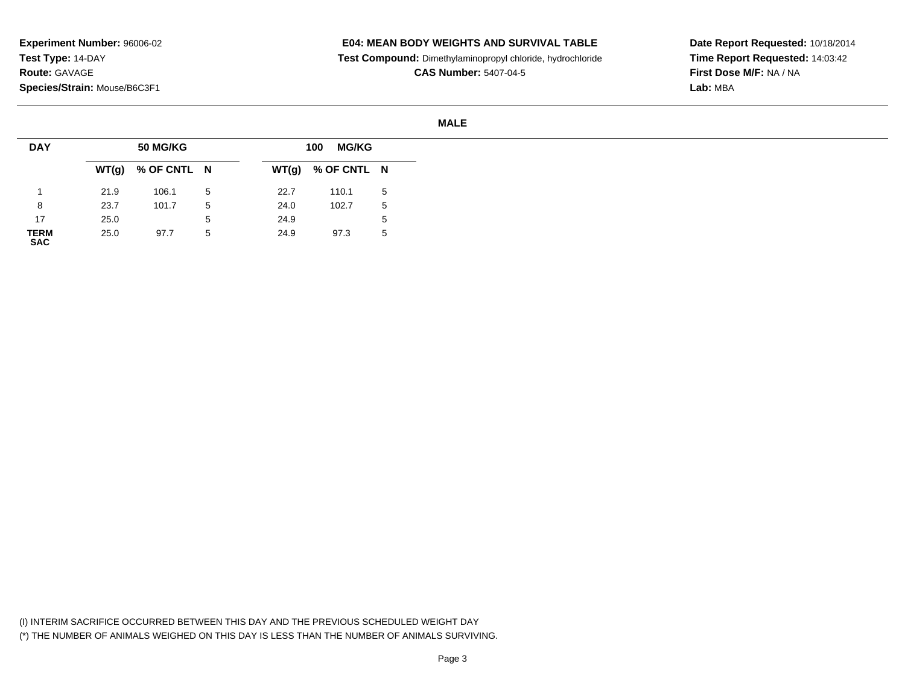**Experiment Number:** 96006-02
**Test Type:** 14-DAY
**Route:** GAVAGE
**Species/Strain:** Mouse/B6C3F1

**E04: MEAN BODY WEIGHTS AND SURVIVAL TABLE**
**Test Compound:** Dimethylaminopropyl chloride, hydrochloride
**CAS Number:** 5407-04-5

**Date Report Requested:** 10/18/2014
**Time Report Requested:** 14:03:42
**First Dose M/F:** NA / NA
**Lab:** MBA

**MALE**

| DAY | 50 MG/KG | | | 100 MG/KG | | |
|---|---|---|---|---|---|---|
| | WT(g) | % OF CNTL | N | WT(g) | % OF CNTL | N |
| 1 | 21.9 | 106.1 | 5 | 22.7 | 110.1 | 5 |
| 8 | 23.7 | 101.7 | 5 | 24.0 | 102.7 | 5 |
| 17 | 25.0 | | 5 | 24.9 | | 5 |
| TERM SAC | 25.0 | 97.7 | 5 | 24.9 | 97.3 | 5 |

(I) INTERIM SACRIFICE OCCURRED BETWEEN THIS DAY AND THE PREVIOUS SCHEDULED WEIGHT DAY
(*) THE NUMBER OF ANIMALS WEIGHED ON THIS DAY IS LESS THAN THE NUMBER OF ANIMALS SURVIVING.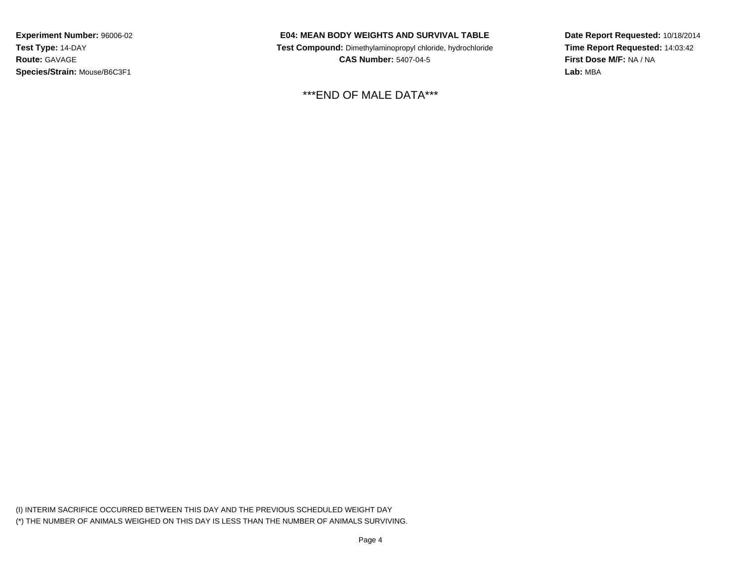**Experiment Number:** 96006-02
**Test Type:** 14-DAY
**Route:** GAVAGE
**Species/Strain:** Mouse/B6C3F1

**E04: MEAN BODY WEIGHTS AND SURVIVAL TABLE**
**Test Compound:** Dimethylaminopropyl chloride, hydrochloride
**CAS Number:** 5407-04-5

**Date Report Requested:** 10/18/2014
**Time Report Requested:** 14:03:42
**First Dose M/F:** NA / NA
**Lab:** MBA

***END OF MALE DATA***

(I) INTERIM SACRIFICE OCCURRED BETWEEN THIS DAY AND THE PREVIOUS SCHEDULED WEIGHT DAY
(*) THE NUMBER OF ANIMALS WEIGHED ON THIS DAY IS LESS THAN THE NUMBER OF ANIMALS SURVIVING.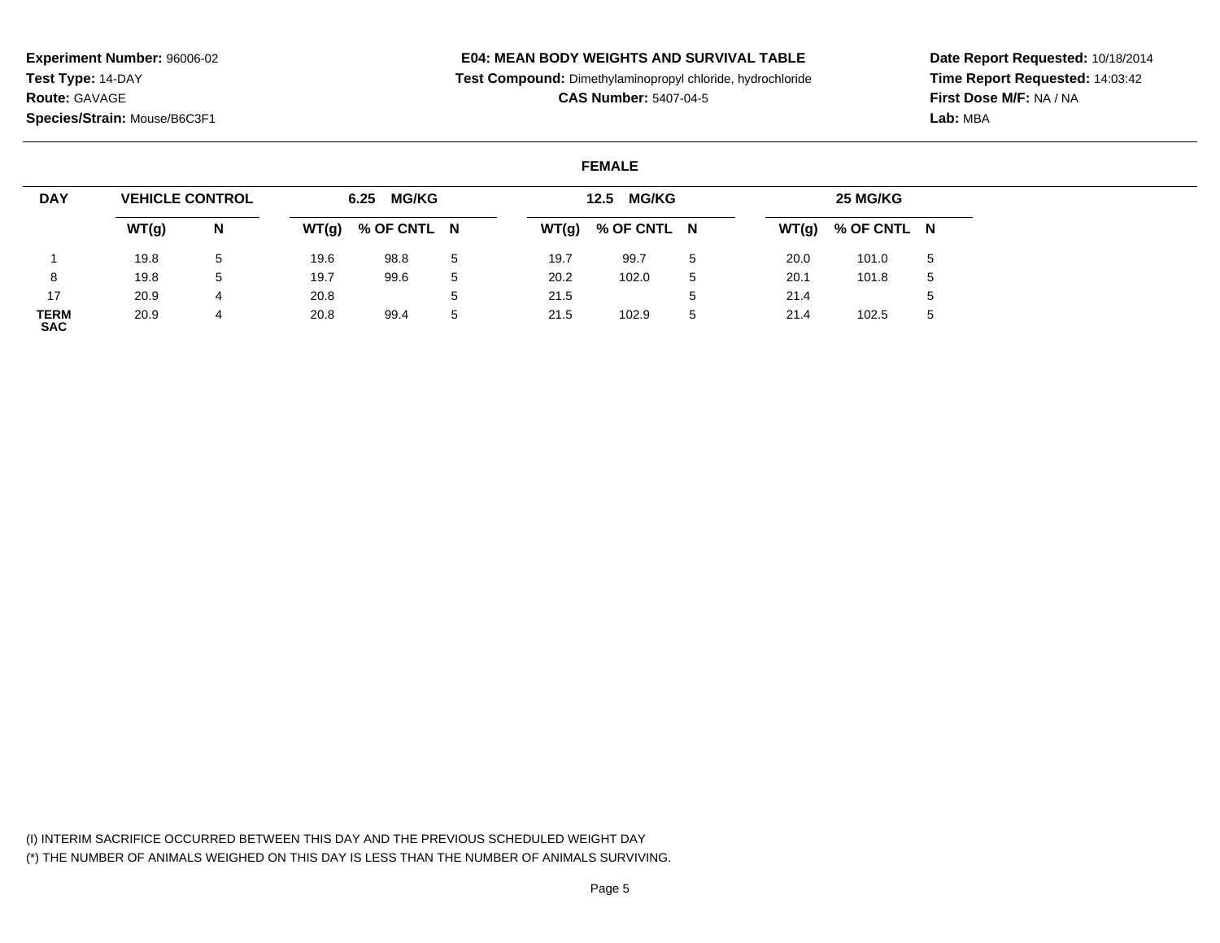**Experiment Number:** 96006-02
**Test Type:** 14-DAY
**Route:** GAVAGE
**Species/Strain:** Mouse/B6C3F1

**E04: MEAN BODY WEIGHTS AND SURVIVAL TABLE**
**Test Compound:** Dimethylaminopropyl chloride, hydrochloride
**CAS Number:** 5407-04-5

**Date Report Requested:** 10/18/2014
**Time Report Requested:** 14:03:42
**First Dose M/F:** NA / NA
**Lab:** MBA

**FEMALE**

| DAY | VEHICLE CONTROL | | 6.25 MG/KG | | | 12.5 MG/KG | | | 25 MG/KG | | |
|---|---|---|---|---|---|---|---|---|---|---|---|
| | WT(g) | N | WT(g) | % OF CNTL | N | WT(g) | % OF CNTL | N | WT(g) | % OF CNTL | N |
| 1 | 19.8 | 5 | 19.6 | 98.8 | 5 | 19.7 | 99.7 | 5 | 20.0 | 101.0 | 5 |
| 8 | 19.8 | 5 | 19.7 | 99.6 | 5 | 20.2 | 102.0 | 5 | 20.1 | 101.8 | 5 |
| 17 | 20.9 | 4 | 20.8 | | 5 | 21.5 | | 5 | 21.4 | | 5 |
| TERM SAC | 20.9 | 4 | 20.8 | 99.4 | 5 | 21.5 | 102.9 | 5 | 21.4 | 102.5 | 5 |

(I) INTERIM SACRIFICE OCCURRED BETWEEN THIS DAY AND THE PREVIOUS SCHEDULED WEIGHT DAY
(*) THE NUMBER OF ANIMALS WEIGHED ON THIS DAY IS LESS THAN THE NUMBER OF ANIMALS SURVIVING.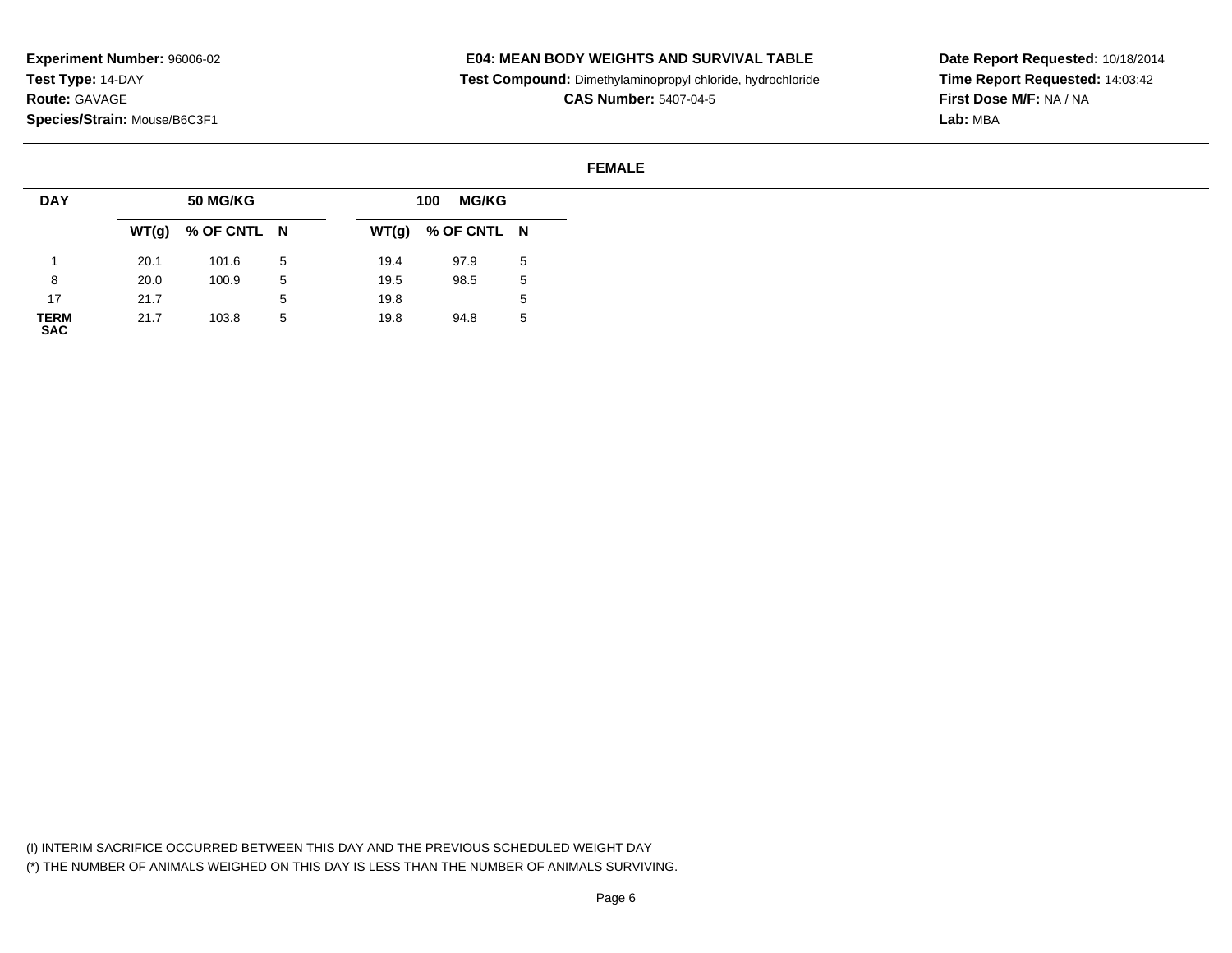**Experiment Number:** 96006-02
**Test Type:** 14-DAY
**Route:** GAVAGE
**Species/Strain:** Mouse/B6C3F1

**E04: MEAN BODY WEIGHTS AND SURVIVAL TABLE**
**Test Compound:** Dimethylaminopropyl chloride, hydrochloride
**CAS Number:** 5407-04-5

**Date Report Requested:** 10/18/2014
**Time Report Requested:** 14:03:42
**First Dose M/F:** NA / NA
**Lab:** MBA

**FEMALE**

| DAY | 50 MG/KG | | | 100 MG/KG | | |
|---|---|---|---|---|---|---|
| | WT(g) | % OF CNTL | N | WT(g) | % OF CNTL | N |
| 1 | 20.1 | 101.6 | 5 | 19.4 | 97.9 | 5 |
| 8 | 20.0 | 100.9 | 5 | 19.5 | 98.5 | 5 |
| 17 | 21.7 | | 5 | 19.8 | | 5 |
| TERM SAC | 21.7 | 103.8 | 5 | 19.8 | 94.8 | 5 |

(I) INTERIM SACRIFICE OCCURRED BETWEEN THIS DAY AND THE PREVIOUS SCHEDULED WEIGHT DAY
(*) THE NUMBER OF ANIMALS WEIGHED ON THIS DAY IS LESS THAN THE NUMBER OF ANIMALS SURVIVING.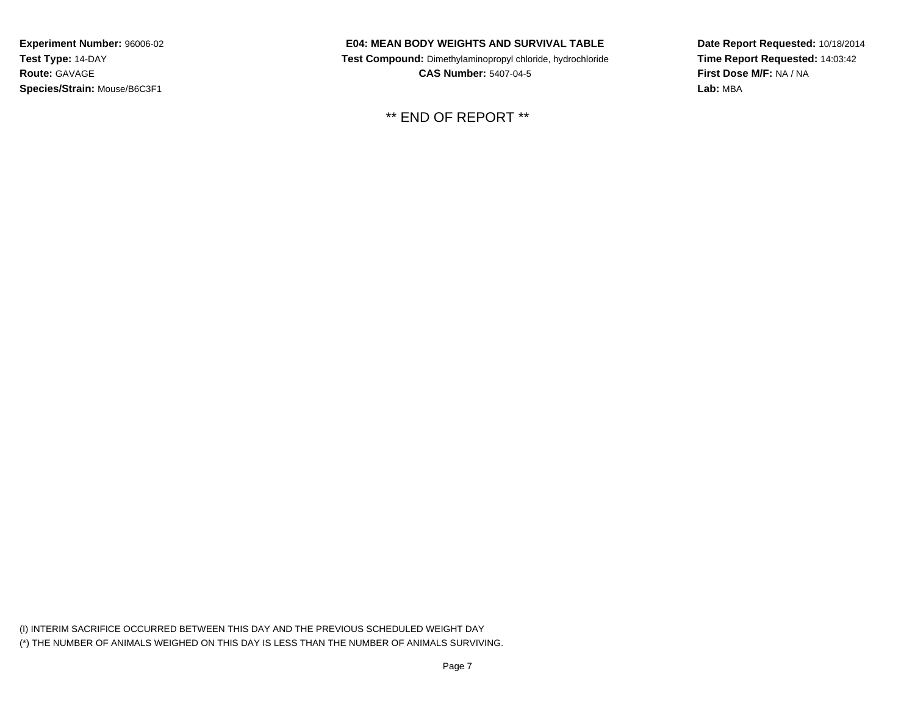**Experiment Number:** 96006-02
**Test Type:** 14-DAY
**Route:** GAVAGE
**Species/Strain:** Mouse/B6C3F1

**E04: MEAN BODY WEIGHTS AND SURVIVAL TABLE**
**Test Compound:** Dimethylaminopropyl chloride, hydrochloride
**CAS Number:** 5407-04-5

**Date Report Requested:** 10/18/2014
**Time Report Requested:** 14:03:42
**First Dose M/F:** NA / NA
**Lab:** MBA

** END OF REPORT **

(I) INTERIM SACRIFICE OCCURRED BETWEEN THIS DAY AND THE PREVIOUS SCHEDULED WEIGHT DAY
(*) THE NUMBER OF ANIMALS WEIGHED ON THIS DAY IS LESS THAN THE NUMBER OF ANIMALS SURVIVING.